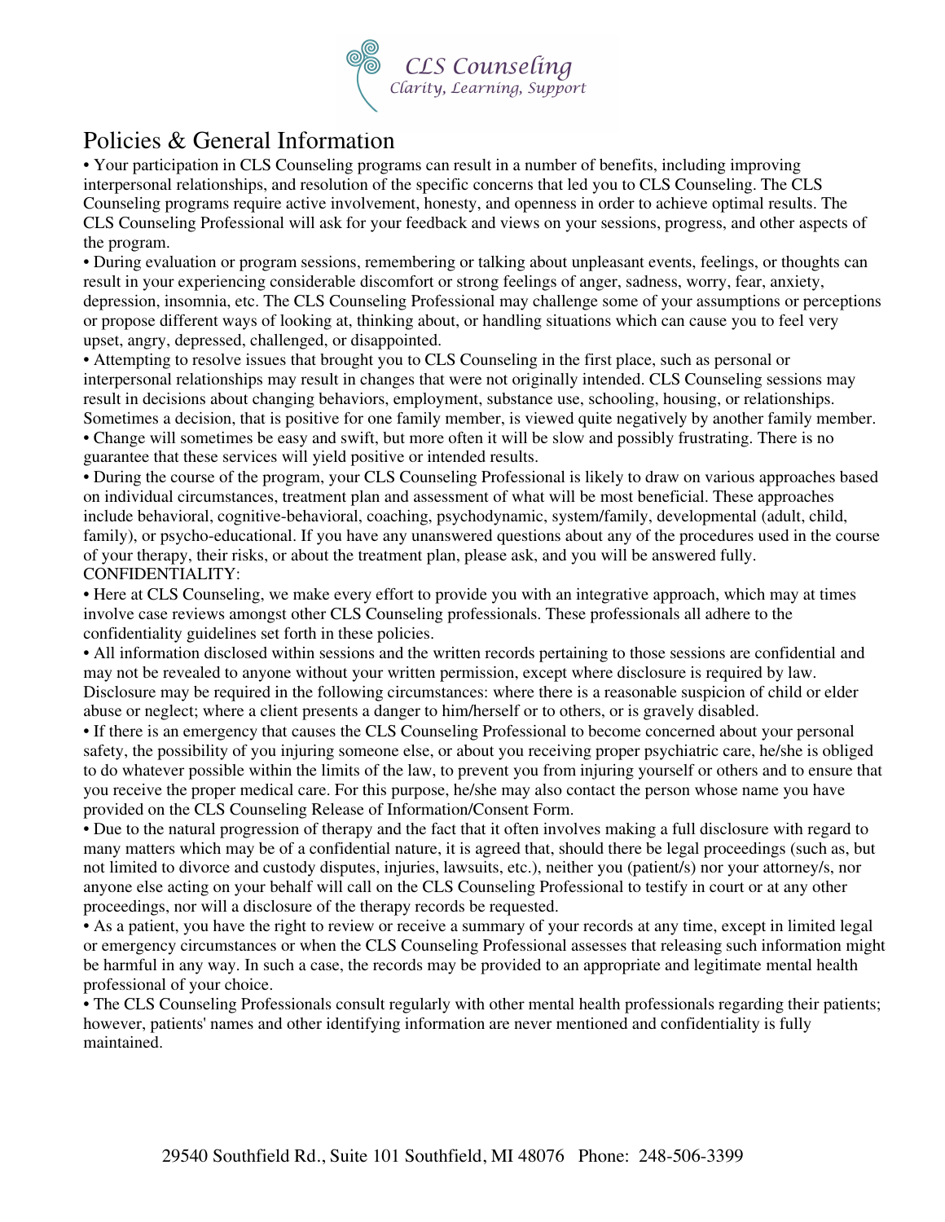CLS Counseling
*Clarity, Learning, Support*

# Policies & General Information

• Your participation in CLS Counseling programs can result in a number of benefits, including improving interpersonal relationships, and resolution of the specific concerns that led you to CLS Counseling. The CLS Counseling programs require active involvement, honesty, and openness in order to achieve optimal results. The CLS Counseling Professional will ask for your feedback and views on your sessions, progress, and other aspects of the program.

• During evaluation or program sessions, remembering or talking about unpleasant events, feelings, or thoughts can result in your experiencing considerable discomfort or strong feelings of anger, sadness, worry, fear, anxiety, depression, insomnia, etc. The CLS Counseling Professional may challenge some of your assumptions or perceptions or propose different ways of looking at, thinking about, or handling situations which can cause you to feel very upset, angry, depressed, challenged, or disappointed.

• Attempting to resolve issues that brought you to CLS Counseling in the first place, such as personal or interpersonal relationships may result in changes that were not originally intended. CLS Counseling sessions may result in decisions about changing behaviors, employment, substance use, schooling, housing, or relationships. Sometimes a decision, that is positive for one family member, is viewed quite negatively by another family member.

• Change will sometimes be easy and swift, but more often it will be slow and possibly frustrating. There is no guarantee that these services will yield positive or intended results.

• During the course of the program, your CLS Counseling Professional is likely to draw on various approaches based on individual circumstances, treatment plan and assessment of what will be most beneficial. These approaches include behavioral, cognitive-behavioral, coaching, psychodynamic, system/family, developmental (adult, child, family), or psycho-educational. If you have any unanswered questions about any of the procedures used in the course of your therapy, their risks, or about the treatment plan, please ask, and you will be answered fully.

CONFIDENTIALITY:

• Here at CLS Counseling, we make every effort to provide you with an integrative approach, which may at times involve case reviews amongst other CLS Counseling professionals. These professionals all adhere to the confidentiality guidelines set forth in these policies.

• All information disclosed within sessions and the written records pertaining to those sessions are confidential and may not be revealed to anyone without your written permission, except where disclosure is required by law. Disclosure may be required in the following circumstances: where there is a reasonable suspicion of child or elder abuse or neglect; where a client presents a danger to him/herself or to others, or is gravely disabled.

• If there is an emergency that causes the CLS Counseling Professional to become concerned about your personal safety, the possibility of you injuring someone else, or about you receiving proper psychiatric care, he/she is obliged to do whatever possible within the limits of the law, to prevent you from injuring yourself or others and to ensure that you receive the proper medical care. For this purpose, he/she may also contact the person whose name you have provided on the CLS Counseling Release of Information/Consent Form.

• Due to the natural progression of therapy and the fact that it often involves making a full disclosure with regard to many matters which may be of a confidential nature, it is agreed that, should there be legal proceedings (such as, but not limited to divorce and custody disputes, injuries, lawsuits, etc.), neither you (patient/s) nor your attorney/s, nor anyone else acting on your behalf will call on the CLS Counseling Professional to testify in court or at any other proceedings, nor will a disclosure of the therapy records be requested.

• As a patient, you have the right to review or receive a summary of your records at any time, except in limited legal or emergency circumstances or when the CLS Counseling Professional assesses that releasing such information might be harmful in any way. In such a case, the records may be provided to an appropriate and legitimate mental health professional of your choice.

• The CLS Counseling Professionals consult regularly with other mental health professionals regarding their patients; however, patients' names and other identifying information are never mentioned and confidentiality is fully maintained.

29540 Southfield Rd., Suite 101 Southfield, MI 48076 Phone: 248-506-3399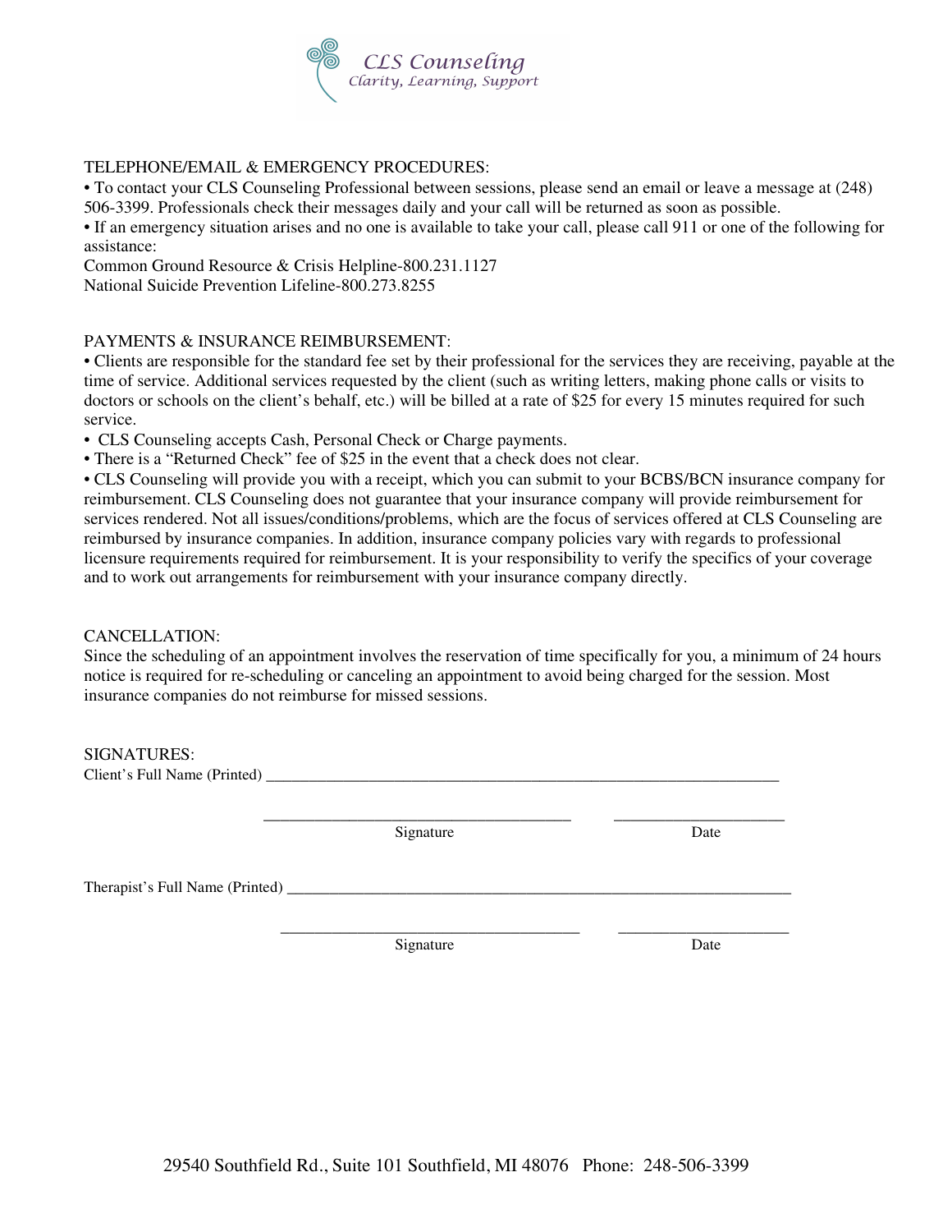CLS Counseling
Clarity, Learning, Support

TELEPHONE/EMAIL & EMERGENCY PROCEDURES:

• To contact your CLS Counseling Professional between sessions, please send an email or leave a message at (248) 506-3399. Professionals check their messages daily and your call will be returned as soon as possible.

• If an emergency situation arises and no one is available to take your call, please call 911 or one of the following for assistance:

Common Ground Resource & Crisis Helpline-800.231.1127
National Suicide Prevention Lifeline-800.273.8255

PAYMENTS & INSURANCE REIMBURSEMENT:

• Clients are responsible for the standard fee set by their professional for the services they are receiving, payable at the time of service. Additional services requested by the client (such as writing letters, making phone calls or visits to doctors or schools on the client's behalf, etc.) will be billed at a rate of $25 for every 15 minutes required for such service.

• CLS Counseling accepts Cash, Personal Check or Charge payments.

• There is a "Returned Check" fee of $25 in the event that a check does not clear.

• CLS Counseling will provide you with a receipt, which you can submit to your BCBS/BCN insurance company for reimbursement. CLS Counseling does not guarantee that your insurance company will provide reimbursement for services rendered. Not all issues/conditions/problems, which are the focus of services offered at CLS Counseling are reimbursed by insurance companies. In addition, insurance company policies vary with regards to professional licensure requirements required for reimbursement. It is your responsibility to verify the specifics of your coverage and to work out arrangements for reimbursement with your insurance company directly.

CANCELLATION:

Since the scheduling of an appointment involves the reservation of time specifically for you, a minimum of 24 hours notice is required for re-scheduling or canceling an appointment to avoid being charged for the session. Most insurance companies do not reimburse for missed sessions.

SIGNATURES:

Client's Full Name (Printed) ____________________________________________________________________

______________________________________ ____________________
Signature Date

Therapist's Full Name (Printed) __________________________________________________________________

______________________________________ ____________________
Signature Date

29540 Southfield Rd., Suite 101 Southfield, MI 48076 Phone: 248-506-3399